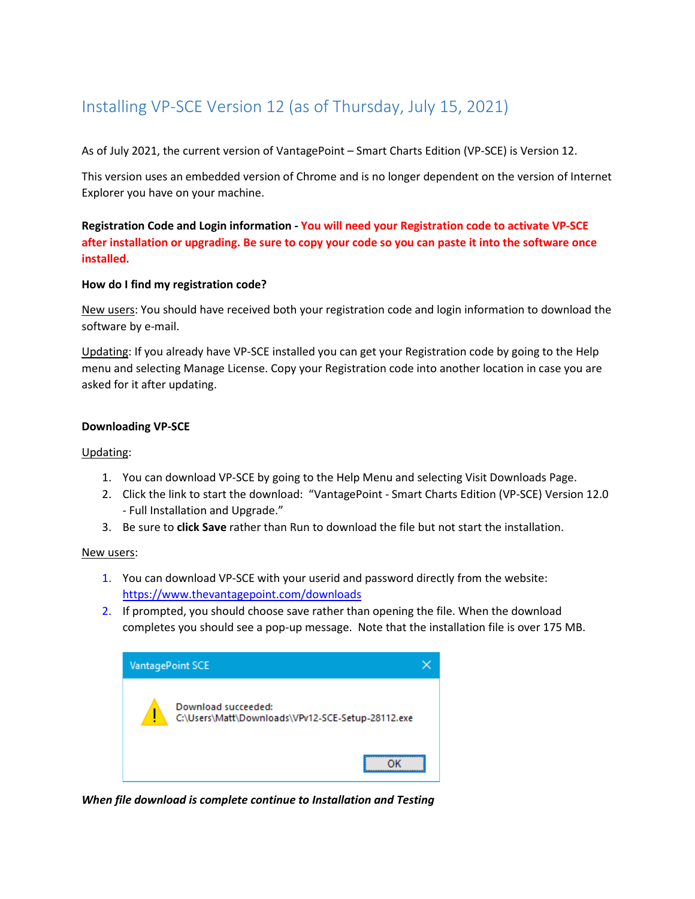# Installing VP-SCE Version 12 (as of Thursday, July 15, 2021)

As of July 2021, the current version of VantagePoint – Smart Charts Edition (VP-SCE) is Version 12.

This version uses an embedded version of Chrome and is no longer dependent on the version of Internet Explorer you have on your machine.

**Registration Code and Login information - You will need your Registration code to activate VP-SCE after installation or upgrading. Be sure to copy your code so you can paste it into the software once installed.**

**How do I find my registration code?**

New users: You should have received both your registration code and login information to download the software by e-mail.

Updating: If you already have VP-SCE installed you can get your Registration code by going to the Help menu and selecting Manage License. Copy your Registration code into another location in case you are asked for it after updating.

**Downloading VP-SCE**

Updating:

1. You can download VP-SCE by going to the Help Menu and selecting Visit Downloads Page.
2. Click the link to start the download: "VantagePoint - Smart Charts Edition (VP-SCE) Version 12.0 - Full Installation and Upgrade."
3. Be sure to **click Save** rather than Run to download the file but not start the installation.

New users:

1. You can download VP-SCE with your userid and password directly from the website: https://www.thevantagepoint.com/downloads
2. If prompted, you should choose save rather than opening the file. When the download completes you should see a pop-up message. Note that the installation file is over 175 MB.

VantagePoint SCE

Download succeeded:
C:\Users\Matt\Downloads\VPv12-SCE-Setup-28112.exe

OK

***When file download is complete continue to Installation and Testing***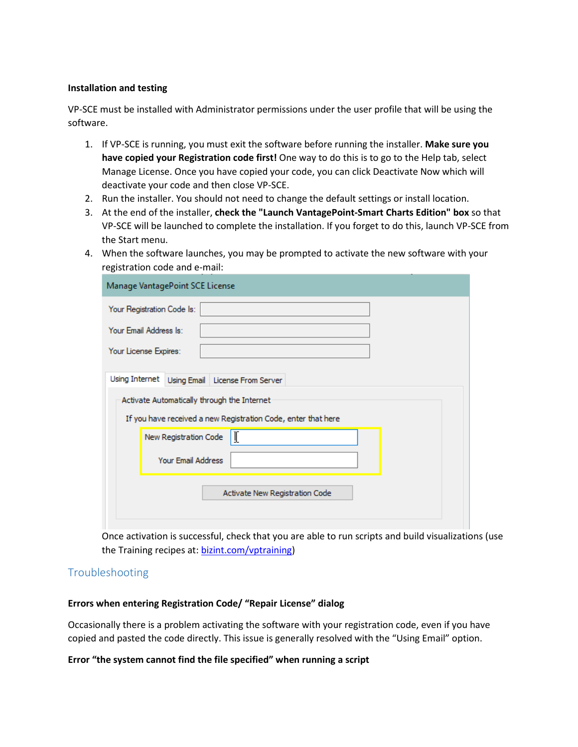**Installation and testing**

VP-SCE must be installed with Administrator permissions under the user profile that will be using the software.

1. If VP-SCE is running, you must exit the software before running the installer. **Make sure you have copied your Registration code first!** One way to do this is to go to the Help tab, select Manage License. Once you have copied your code, you can click Deactivate Now which will deactivate your code and then close VP-SCE.
2. Run the installer. You should not need to change the default settings or install location.
3. At the end of the installer, **check the "Launch VantagePoint-Smart Charts Edition" box** so that VP-SCE will be launched to complete the installation. If you forget to do this, launch VP-SCE from the Start menu.
4. When the software launches, you may be prompted to activate the new software with your registration code and e-mail:

   Once activation is successful, check that you are able to run scripts and build visualizations (use the Training recipes at: [bizint.com/vptraining](bizint.com/vptraining))

## Troubleshooting

**Errors when entering Registration Code/ "Repair License" dialog**

Occasionally there is a problem activating the software with your registration code, even if you have copied and pasted the code directly. This issue is generally resolved with the "Using Email" option.

**Error "the system cannot find the file specified" when running a script**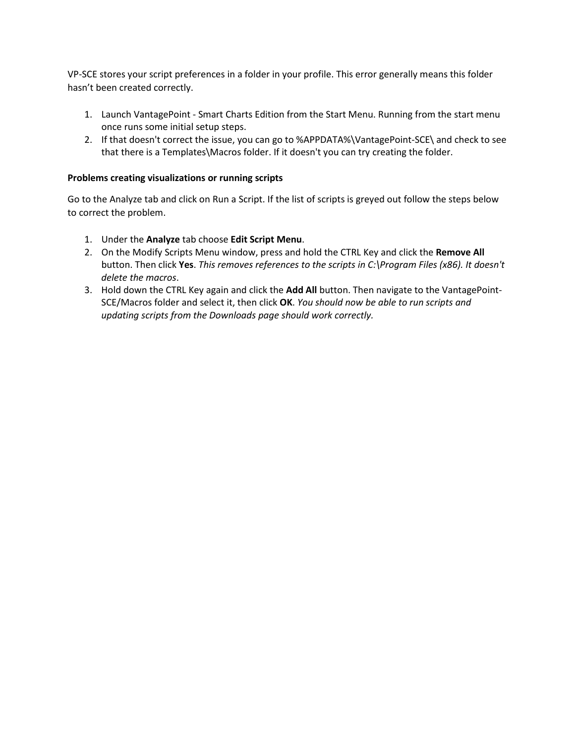VP-SCE stores your script preferences in a folder in your profile. This error generally means this folder hasn't been created correctly.

1. Launch VantagePoint - Smart Charts Edition from the Start Menu. Running from the start menu once runs some initial setup steps.
2. If that doesn't correct the issue, you can go to %APPDATA%\VantagePoint-SCE\ and check to see that there is a Templates\Macros folder. If it doesn't you can try creating the folder.

**Problems creating visualizations or running scripts**

Go to the Analyze tab and click on Run a Script. If the list of scripts is greyed out follow the steps below to correct the problem.

1. Under the **Analyze** tab choose **Edit Script Menu**.
2. On the Modify Scripts Menu window, press and hold the CTRL Key and click the **Remove All** button. Then click **Yes**. *This removes references to the scripts in C:\Program Files (x86). It doesn't delete the macros*.
3. Hold down the CTRL Key again and click the **Add All** button. Then navigate to the VantagePoint-SCE/Macros folder and select it, then click **OK**. *You should now be able to run scripts and updating scripts from the Downloads page should work correctly.*